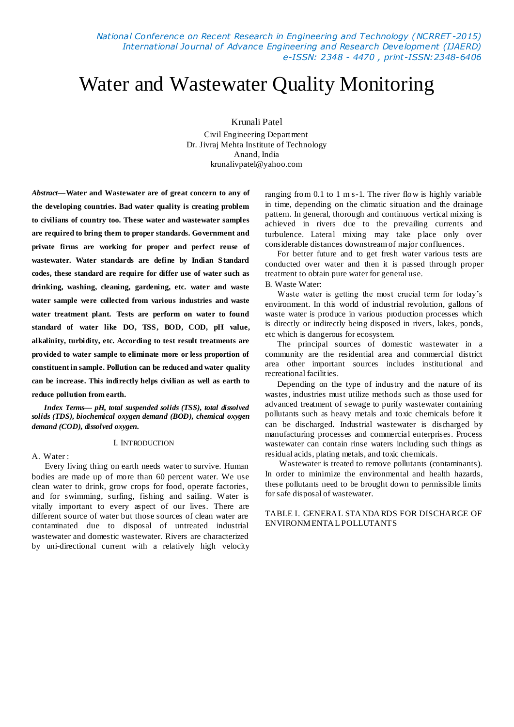# Water and Wastewater Quality Monitoring

Krunali Patel

Civil Engineering Department
Dr. Jivraj Mehta Institute of Technology
Anand, India
krunalivpatel@yahoo.com

***Abstract*—Water and Wastewater are of great concern to any of the developing countries. Bad water quality is creating problem to civilians of country too. These water and wastewater samples are required to bring them to proper standards. Government and private firms are working for proper and perfect reuse of wastewater. Water standards are define by Indian Standard codes, these standard are require for differ use of water such as drinking, washing, cleaning, gardening, etc. water and waste water sample were collected from various industries and waste water treatment plant. Tests are perform on water to found standard of water like DO, TSS, BOD, COD, pH value, alkalinity, turbidity, etc. According to test result treatments are provided to water sample to eliminate more or less proportion of constituent in sample. Pollution can be reduced and water quality can be increase. This indirectly helps civilian as well as earth to reduce pollution from earth.**

***Index Terms*— pH, total suspended solids (TSS), total dissolved solids (TDS), biochemical oxygen demand (BOD), chemical oxygen demand (COD), dissolved oxygen.**

## I. INTRODUCTION

### A. Water :

Every living thing on earth needs water to survive. Human bodies are made up of more than 60 percent water. We use clean water to drink, grow crops for food, operate factories, and for swimming, surfing, fishing and sailing. Water is vitally important to every aspect of our lives. There are different source of water but those sources of clean water are contaminated due to disposal of untreated industrial wastewater and domestic wastewater. Rivers are characterized by uni-directional current with a relatively high velocity ranging from 0.1 to 1 m s-1. The river flow is highly variable in time, depending on the climatic situation and the drainage pattern. In general, thorough and continuous vertical mixing is achieved in rivers due to the prevailing currents and turbulence. Lateral mixing may take place only over considerable distances downstream of major confluences.

For better future and to get fresh water various tests are conducted over water and then it is passed through proper treatment to obtain pure water for general use.

### B. Waste Water:

Waste water is getting the most crucial term for today's environment. In this world of industrial revolution, gallons of waste water is produce in various production processes which is directly or indirectly being disposed in rivers, lakes, ponds, etc which is dangerous for ecosystem.

The principal sources of domestic wastewater in a community are the residential area and commercial district area other important sources includes institutional and recreational facilities.

Depending on the type of industry and the nature of its wastes, industries must utilize methods such as those used for advanced treatment of sewage to purify wastewater containing pollutants such as heavy metals and toxic chemicals before it can be discharged. Industrial wastewater is discharged by manufacturing processes and commercial enterprises. Process wastewater can contain rinse waters including such things as residual acids, plating metals, and toxic chemicals.

Wastewater is treated to remove pollutants (contaminants). In order to minimize the environmental and health hazards, these pollutants need to be brought down to permissible limits for safe disposal of wastewater.

TABLE I. GENERAL STANDARDS FOR DISCHARGE OF ENVIRONMENTAL POLLUTANTS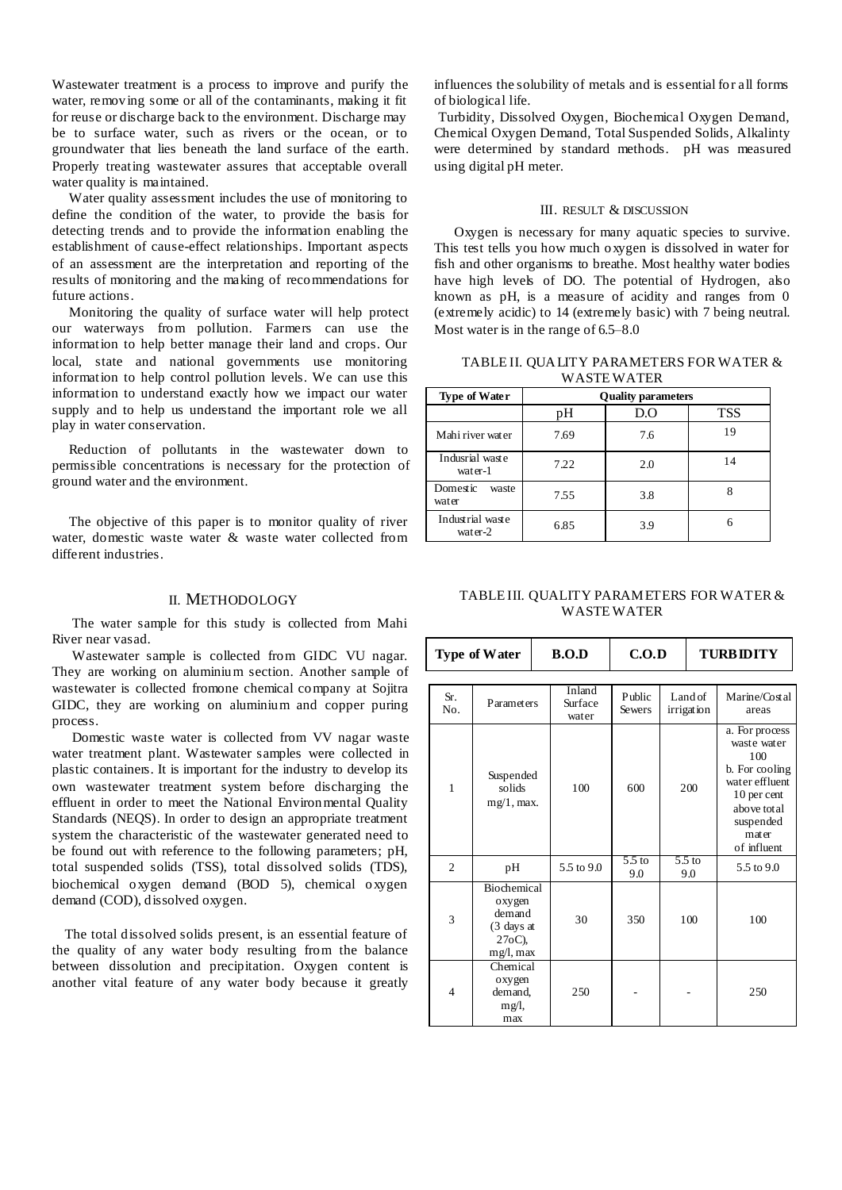Wastewater treatment is a process to improve and purify the water, removing some or all of the contaminants, making it fit for reuse or discharge back to the environment. Discharge may be to surface water, such as rivers or the ocean, or to groundwater that lies beneath the land surface of the earth. Properly treating wastewater assures that acceptable overall water quality is maintained.

Water quality assessment includes the use of monitoring to define the condition of the water, to provide the basis for detecting trends and to provide the information enabling the establishment of cause-effect relationships. Important aspects of an assessment are the interpretation and reporting of the results of monitoring and the making of recommendations for future actions.

Monitoring the quality of surface water will help protect our waterways from pollution. Farmers can use the information to help better manage their land and crops. Our local, state and national governments use monitoring information to help control pollution levels. We can use this information to understand exactly how we impact our water supply and to help us understand the important role we all play in water conservation.

Reduction of pollutants in the wastewater down to permissible concentrations is necessary for the protection of ground water and the environment.

The objective of this paper is to monitor quality of river water, domestic waste water & waste water collected from different industries.

## II. Methodology

The water sample for this study is collected from Mahi River near vasad.

Wastewater sample is collected from GIDC VU nagar. They are working on aluminium section. Another sample of wastewater is collected fromone chemical company at Sojitra GIDC, they are working on aluminium and copper puring process.

Domestic waste water is collected from VV nagar waste water treatment plant. Wastewater samples were collected in plastic containers. It is important for the industry to develop its own wastewater treatment system before discharging the effluent in order to meet the National Environmental Quality Standards (NEQS). In order to design an appropriate treatment system the characteristic of the wastewater generated need to be found out with reference to the following parameters; pH, total suspended solids (TSS), total dissolved solids (TDS), biochemical oxygen demand (BOD 5), chemical oxygen demand (COD), dissolved oxygen.

The total dissolved solids present, is an essential feature of the quality of any water body resulting from the balance between dissolution and precipitation. Oxygen content is another vital feature of any water body because it greatly influences the solubility of metals and is essential for all forms of biological life.

Turbidity, Dissolved Oxygen, Biochemical Oxygen Demand, Chemical Oxygen Demand, Total Suspended Solids, Alkalinty were determined by standard methods. pH was measured using digital pH meter.

## III. Result & Discussion

Oxygen is necessary for many aquatic species to survive. This test tells you how much oxygen is dissolved in water for fish and other organisms to breathe. Most healthy water bodies have high levels of DO. The potential of Hydrogen, also known as pH, is a measure of acidity and ranges from 0 (extremely acidic) to 14 (extremely basic) with 7 being neutral. Most water is in the range of 6.5–8.0

TABLE II. QUALITY PARAMETERS FOR WATER & WASTE WATER

| Type of Water | Quality parameters | | |
|---|---|---|---|
| | pH | D.O | TSS |
| Mahi river water | 7.69 | 7.6 | 19 |
| Indusrial waste water-1 | 7.22 | 2.0 | 14 |
| Domestic waste water | 7.55 | 3.8 | 8 |
| Industrial waste water-2 | 6.85 | 3.9 | 6 |

TABLE III. QUALITY PARAMETERS FOR WATER & WASTE WATER

| Type of Water | B.O.D | C.O.D | TURBIDITY |
|---|---|---|---|

| Sr. No. | Parameters | Inland Surface water | Public Sewers | Land of irrigation | Marine/Costal areas |
|---|---|---|---|---|---|
| 1 | Suspended solids mg/1, max. | 100 | 600 | 200 | a. For process waste water 100<br>b. For cooling water effluent 10 per cent above total suspended mater of influent |
| 2 | pH | 5.5 to 9.0 | 5.5 to 9.0 | 5.5 to 9.0 | 5.5 to 9.0 |
| 3 | Biochemical oxygen demand (3 days at 27oC), mg/l, max | 30 | 350 | 100 | 100 |
| 4 | Chemical oxygen demand, mg/l, max | 250 | - | - | 250 |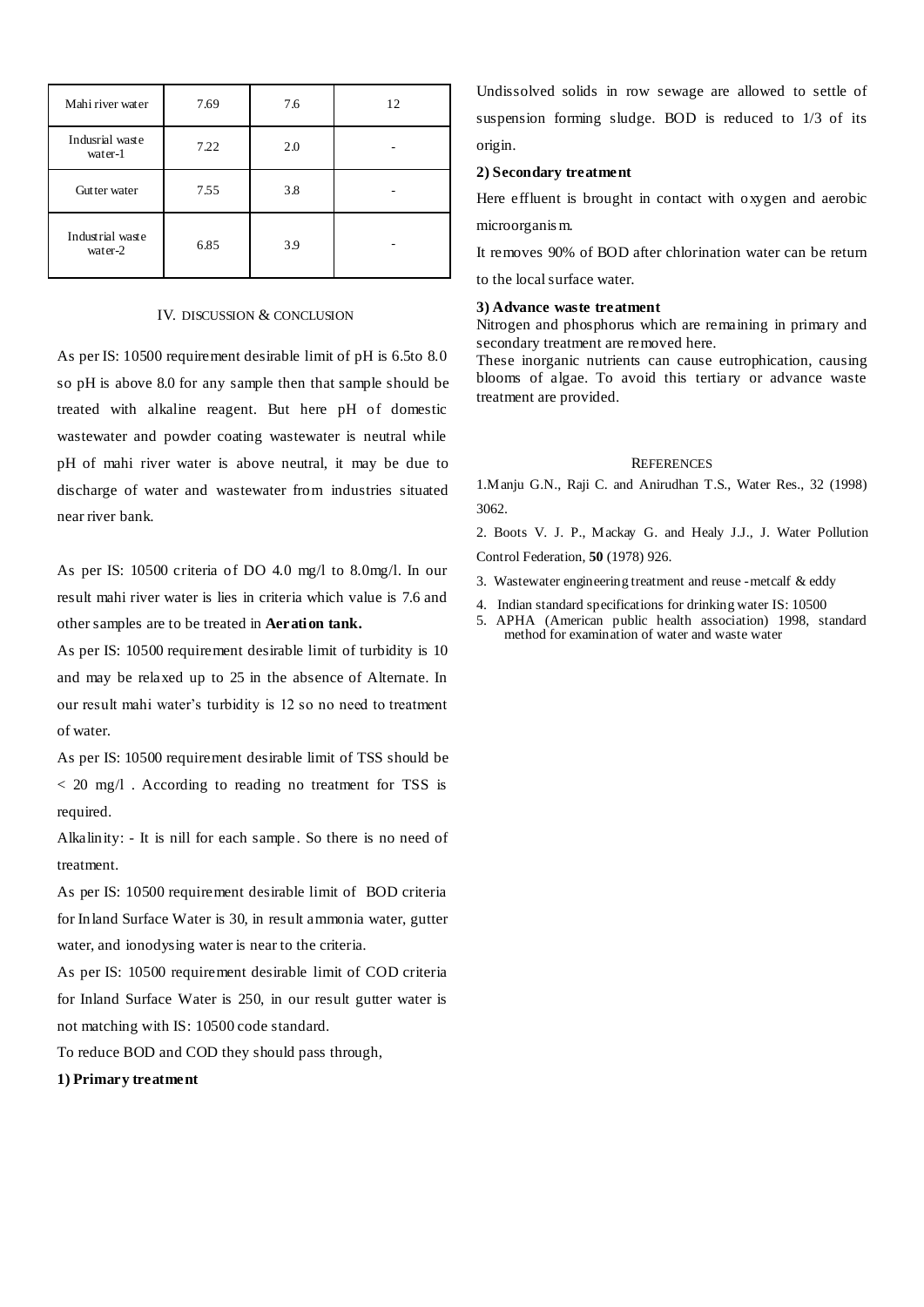| | | | |
|---|---|---|---|
| Mahi river water | 7.69 | 7.6 | 12 |
| Indusrial waste water-1 | 7.22 | 2.0 | - |
| Gutter water | 7.55 | 3.8 | - |
| Industrial waste water-2 | 6.85 | 3.9 | - |

## IV. DISCUSSION & CONCLUSION

As per IS: 10500 requirement desirable limit of pH is 6.5to 8.0 so pH is above 8.0 for any sample then that sample should be treated with alkaline reagent. But here pH of domestic wastewater and powder coating wastewater is neutral while pH of mahi river water is above neutral, it may be due to discharge of water and wastewater from industries situated near river bank.

As per IS: 10500 criteria of DO 4.0 mg/l to 8.0mg/l. In our result mahi river water is lies in criteria which value is 7.6 and other samples are to be treated in **Aeration tank.**

As per IS: 10500 requirement desirable limit of turbidity is 10 and may be relaxed up to 25 in the absence of Alternate. In our result mahi water's turbidity is 12 so no need to treatment of water.

As per IS: 10500 requirement desirable limit of TSS should be < 20 mg/l . According to reading no treatment for TSS is required.

Alkalinity: - It is nill for each sample. So there is no need of treatment.

As per IS: 10500 requirement desirable limit of BOD criteria for Inland Surface Water is 30, in result ammonia water, gutter water, and ionodysing water is near to the criteria.

As per IS: 10500 requirement desirable limit of COD criteria for Inland Surface Water is 250, in our result gutter water is not matching with IS: 10500 code standard.

To reduce BOD and COD they should pass through,

**1) Primary treatment**

Undissolved solids in row sewage are allowed to settle of suspension forming sludge. BOD is reduced to 1/3 of its origin.

**2) Secondary treatment**

Here effluent is brought in contact with oxygen and aerobic microorganism.

It removes 90% of BOD after chlorination water can be return to the local surface water.

**3) Advance waste treatment**

Nitrogen and phosphorus which are remaining in primary and secondary treatment are removed here.

These inorganic nutrients can cause eutrophication, causing blooms of algae. To avoid this tertiary or advance waste treatment are provided.

## REFERENCES

1. Manju G.N., Raji C. and Anirudhan T.S., Water Res., 32 (1998) 3062.
2. Boots V. J. P., Mackay G. and Healy J.J., J. Water Pollution Control Federation, **50** (1978) 926.
3. Wastewater engineering treatment and reuse -metcalf & eddy
4. Indian standard specifications for drinking water IS: 10500
5. APHA (American public health association) 1998, standard method for examination of water and waste water